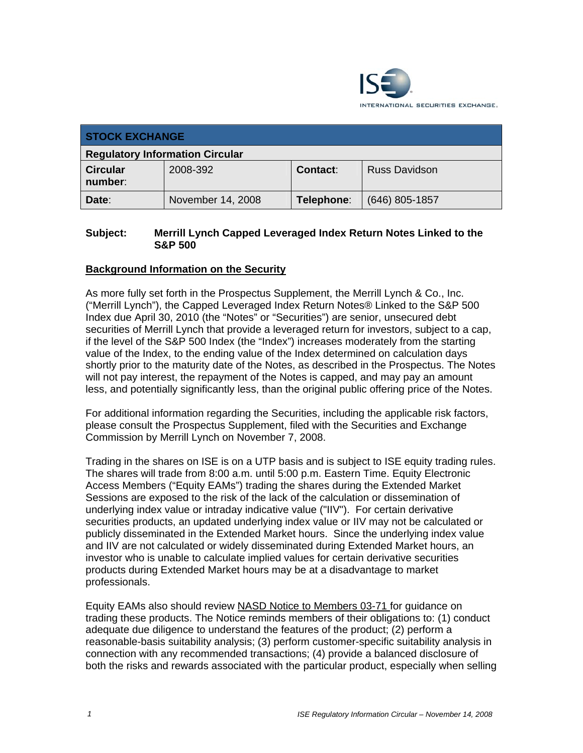| STOCK EXCHANGE | | | |
|---|---|---|---|
| **Regulatory Information Circular** | | | |
| **Circular number:** | 2008-392 | **Contact:** | Russ Davidson |
| **Date:** | November 14, 2008 | **Telephone:** | (646) 805-1857 |

**Subject:** **Merrill Lynch Capped Leveraged Index Return Notes Linked to the S&P 500**

## Background Information on the Security

As more fully set forth in the Prospectus Supplement, the Merrill Lynch & Co., Inc. ("Merrill Lynch"), the Capped Leveraged Index Return Notes® Linked to the S&P 500 Index due April 30, 2010 (the "Notes" or "Securities") are senior, unsecured debt securities of Merrill Lynch that provide a leveraged return for investors, subject to a cap, if the level of the S&P 500 Index (the "Index") increases moderately from the starting value of the Index, to the ending value of the Index determined on calculation days shortly prior to the maturity date of the Notes, as described in the Prospectus. The Notes will not pay interest, the repayment of the Notes is capped, and may pay an amount less, and potentially significantly less, than the original public offering price of the Notes.

For additional information regarding the Securities, including the applicable risk factors, please consult the Prospectus Supplement, filed with the Securities and Exchange Commission by Merrill Lynch on November 7, 2008.

Trading in the shares on ISE is on a UTP basis and is subject to ISE equity trading rules. The shares will trade from 8:00 a.m. until 5:00 p.m. Eastern Time. Equity Electronic Access Members ("Equity EAMs") trading the shares during the Extended Market Sessions are exposed to the risk of the lack of the calculation or dissemination of underlying index value or intraday indicative value ("IIV"). For certain derivative securities products, an updated underlying index value or IIV may not be calculated or publicly disseminated in the Extended Market hours. Since the underlying index value and IIV are not calculated or widely disseminated during Extended Market hours, an investor who is unable to calculate implied values for certain derivative securities products during Extended Market hours may be at a disadvantage to market professionals.

Equity EAMs also should review NASD Notice to Members 03-71 for guidance on trading these products. The Notice reminds members of their obligations to: (1) conduct adequate due diligence to understand the features of the product; (2) perform a reasonable-basis suitability analysis; (3) perform customer-specific suitability analysis in connection with any recommended transactions; (4) provide a balanced disclosure of both the risks and rewards associated with the particular product, especially when selling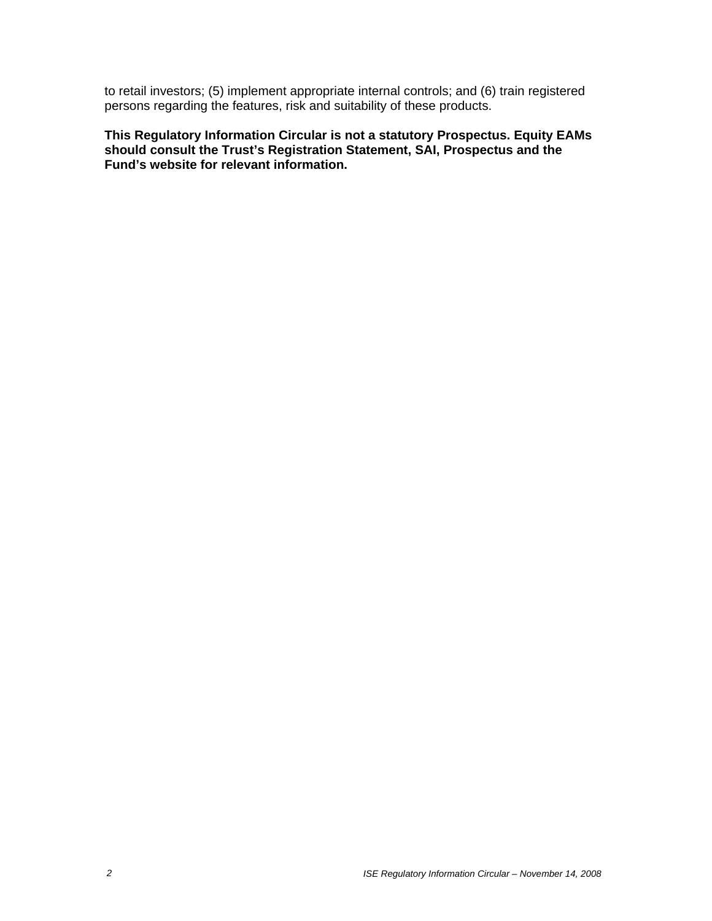to retail investors; (5) implement appropriate internal controls; and (6) train registered persons regarding the features, risk and suitability of these products.

**This Regulatory Information Circular is not a statutory Prospectus. Equity EAMs should consult the Trust's Registration Statement, SAI, Prospectus and the Fund's website for relevant information.**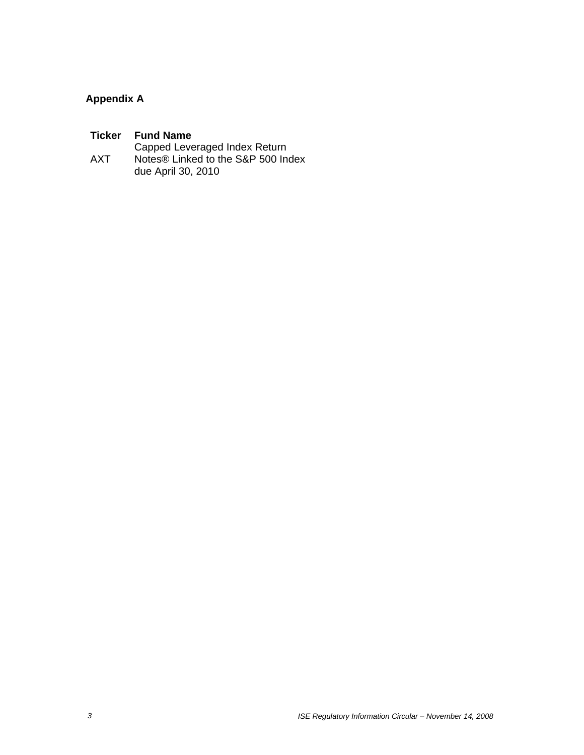**Appendix A**

| Ticker | Fund Name |
|---|---|
| AXT | Capped Leveraged Index Return Notes® Linked to the S&P 500 Index due April 30, 2010 |